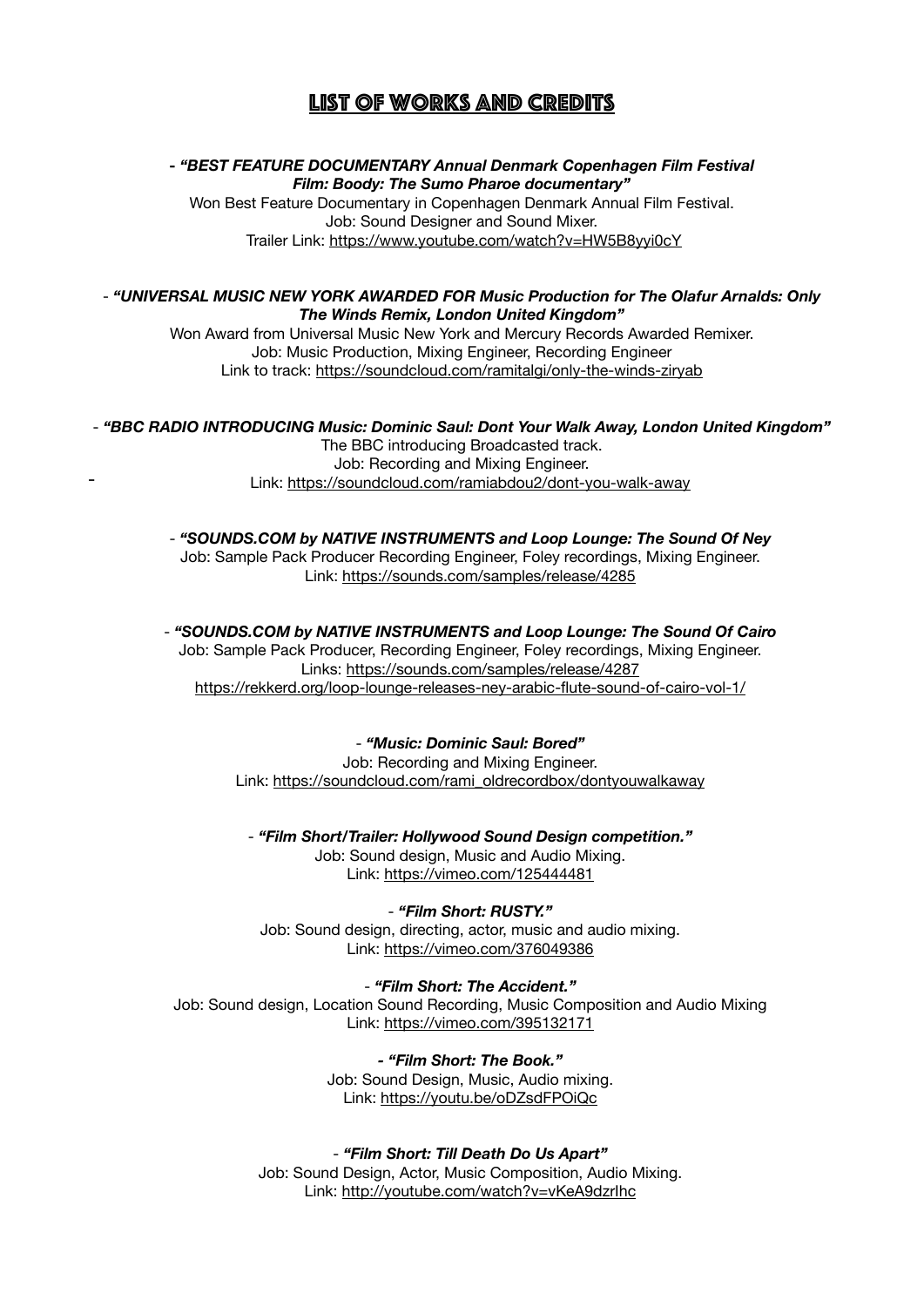# LIST OF WORKS AND CREDITS

***- "BEST FEATURE DOCUMENTARY Annual Denmark Copenhagen Film Festival Film: Boody: The Sumo Pharoe documentary"***

Won Best Feature Documentary in Copenhagen Denmark Annual Film Festival.
Job: Sound Designer and Sound Mixer.
Trailer Link: https://www.youtube.com/watch?v=HW5B8yyi0cY

- ***"UNIVERSAL MUSIC NEW YORK AWARDED FOR Music Production for The Olafur Arnalds: Only The Winds Remix, London United Kingdom"***

Won Award from Universal Music New York and Mercury Records Awarded Remixer.
Job: Music Production, Mixing Engineer, Recording Engineer
Link to track: https://soundcloud.com/ramitalgi/only-the-winds-ziryab

- ***"BBC RADIO INTRODUCING Music: Dominic Saul: Dont Your Walk Away, London United Kingdom"***

The BBC introducing Broadcasted track.
Job: Recording and Mixing Engineer.
Link: https://soundcloud.com/ramiabdou2/dont-you-walk-away

- ***"SOUNDS.COM by NATIVE INSTRUMENTS and Loop Lounge: The Sound Of Ney***

Job: Sample Pack Producer Recording Engineer, Foley recordings, Mixing Engineer.
Link: https://sounds.com/samples/release/4285

- ***"SOUNDS.COM by NATIVE INSTRUMENTS and Loop Lounge: The Sound Of Cairo***

Job: Sample Pack Producer, Recording Engineer, Foley recordings, Mixing Engineer.
Links: https://sounds.com/samples/release/4287
https://rekkerd.org/loop-lounge-releases-ney-arabic-flute-sound-of-cairo-vol-1/

- ***"Music: Dominic Saul: Bored"***

Job: Recording and Mixing Engineer.
Link: https://soundcloud.com/rami_oldrecordbox/dontyouwalkaway

- ***"Film Short/Trailer: Hollywood Sound Design competition."***

Job: Sound design, Music and Audio Mixing.
Link: https://vimeo.com/125444481

- ***"Film Short: RUSTY."***

Job: Sound design, directing, actor, music and audio mixing.
Link: https://vimeo.com/376049386

- ***"Film Short: The Accident."***

Job: Sound design, Location Sound Recording, Music Composition and Audio Mixing
Link: https://vimeo.com/395132171

***- "Film Short: The Book."***

Job: Sound Design, Music, Audio mixing.
Link: https://youtu.be/oDZsdFPOiQc

- ***"Film Short: Till Death Do Us Apart"***

Job: Sound Design, Actor, Music Composition, Audio Mixing.
Link: http://youtube.com/watch?v=vKeA9dzrIhc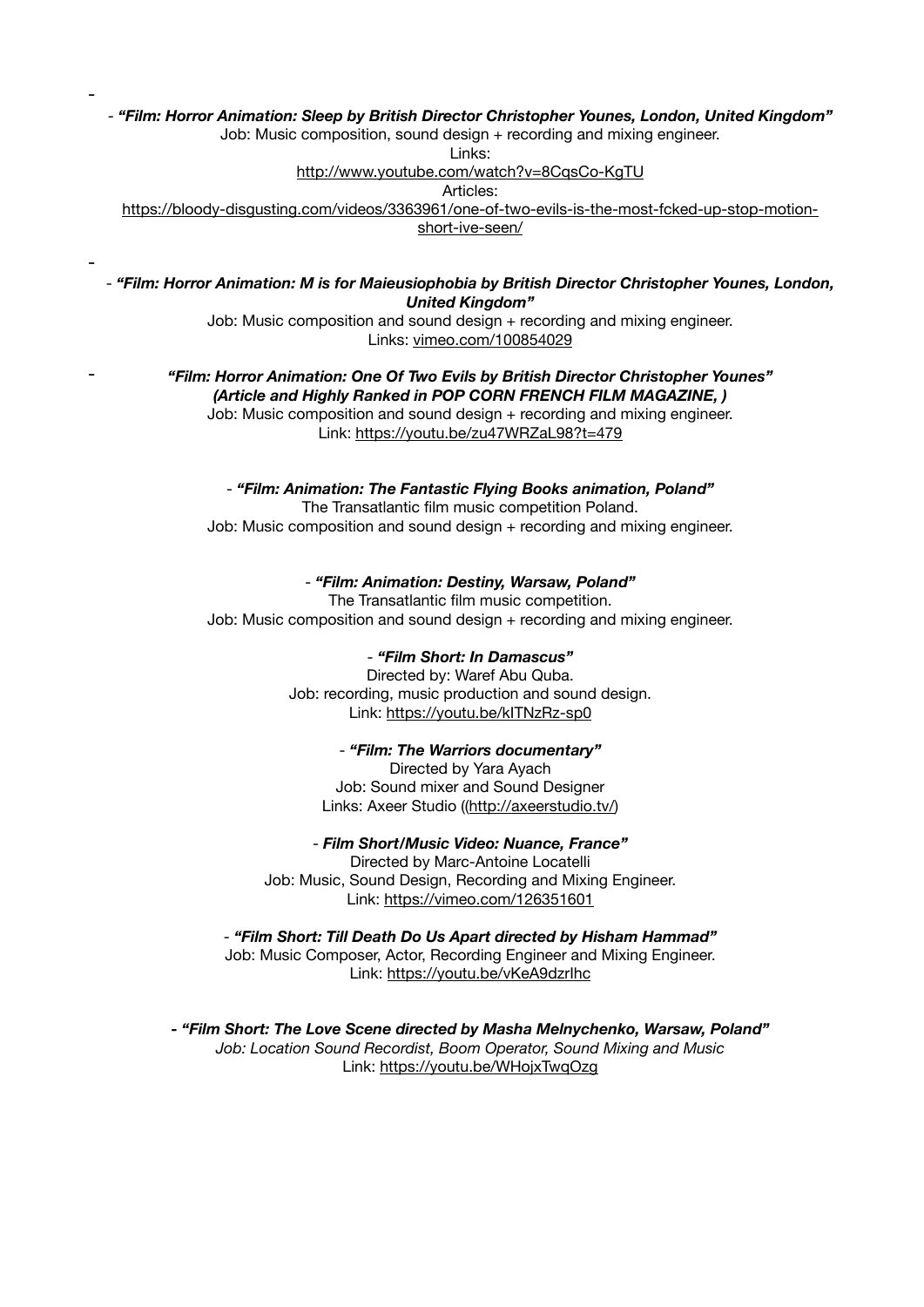- *"Film: Horror Animation: Sleep by British Director Christopher Younes, London, United Kingdom"*

Job: Music composition, sound design + recording and mixing engineer.

Links:

http://www.youtube.com/watch?v=8CqsCo-KgTU

Articles:

https://bloody-disgusting.com/videos/3363961/one-of-two-evils-is-the-most-fcked-up-stop-motion-short-ive-seen/

- ***"Film: Horror Animation: M is for Maieusiophobia by British Director Christopher Younes, London, United Kingdom"***

Job: Music composition and sound design + recording and mixing engineer.

Links: vimeo.com/100854029

- ***"Film: Horror Animation: One Of Two Evils by British Director Christopher Younes" (Article and Highly Ranked in POP CORN FRENCH FILM MAGAZINE, )***

Job: Music composition and sound design + recording and mixing engineer.

Link: https://youtu.be/zu47WRZaL98?t=479

- ***"Film: Animation: The Fantastic Flying Books animation, Poland"***

The Transatlantic film music competition Poland.

Job: Music composition and sound design + recording and mixing engineer.

- ***"Film: Animation: Destiny, Warsaw, Poland"***

The Transatlantic film music competition.

Job: Music composition and sound design + recording and mixing engineer.

- ***"Film Short: In Damascus"***

Directed by: Waref Abu Quba.

Job: recording, music production and sound design.

Link: https://youtu.be/kITNzRz-sp0

- ***"Film: The Warriors documentary"***

Directed by Yara Ayach

Job: Sound mixer and Sound Designer

Links: Axeer Studio ((http://axeerstudio.tv/)

- ***Film Short/Music Video: Nuance, France"***

Directed by Marc-Antoine Locatelli

Job: Music, Sound Design, Recording and Mixing Engineer.

Link: https://vimeo.com/126351601

- ***"Film Short: Till Death Do Us Apart directed by Hisham Hammad"***

Job: Music Composer, Actor, Recording Engineer and Mixing Engineer.

Link: https://youtu.be/vKeA9dzrlhc

***- "Film Short: The Love Scene directed by Masha Melnychenko, Warsaw, Poland"***

*Job: Location Sound Recordist, Boom Operator, Sound Mixing and Music*

Link: https://youtu.be/WHojxTwqOzg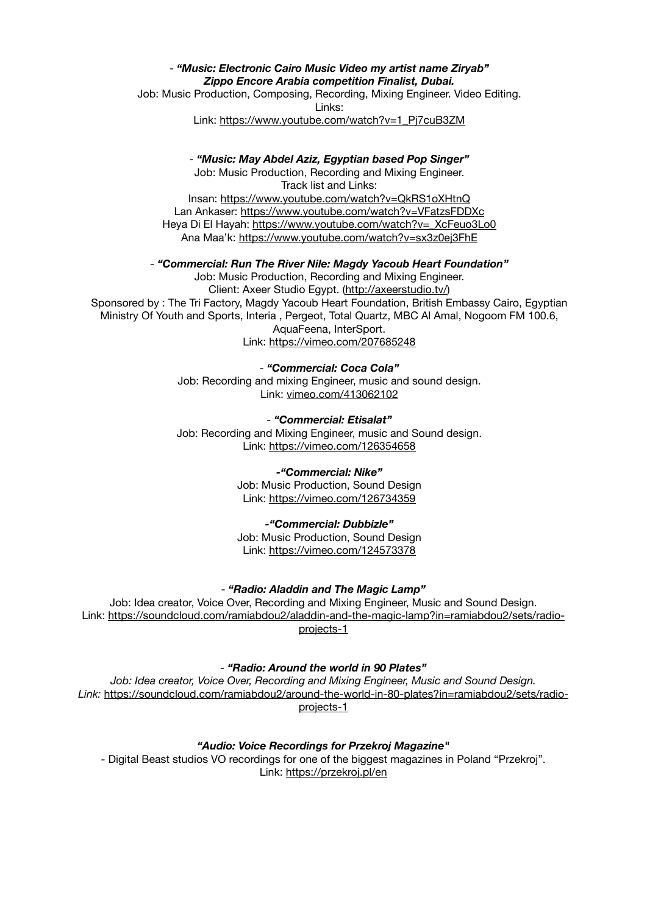- ***"Music: Electronic Cairo Music Video my artist name Ziryab"***
***Zippo Encore Arabia competition Finalist, Dubai.***
Job: Music Production, Composing, Recording, Mixing Engineer. Video Editing.
Links:
Link: https://www.youtube.com/watch?v=1_Pj7cuB3ZM

- ***"Music: May Abdel Aziz, Egyptian based Pop Singer"***
Job: Music Production, Recording and Mixing Engineer.
Track list and Links:
Insan: https://www.youtube.com/watch?v=QkRS1oXHtnQ
Lan Ankaser: https://www.youtube.com/watch?v=VFatzsFDDXc
Heya Di El Hayah: https://www.youtube.com/watch?v=_XcFeuo3Lo0
Ana Maa'k: https://www.youtube.com/watch?v=sx3z0ej3FhE

- ***"Commercial: Run The River Nile: Magdy Yacoub Heart Foundation"***
Job: Music Production, Recording and Mixing Engineer.
Client: Axeer Studio Egypt. (http://axeerstudio.tv/)
Sponsored by : The Tri Factory, Magdy Yacoub Heart Foundation, British Embassy Cairo, Egyptian Ministry Of Youth and Sports, Interia , Pergeot, Total Quartz, MBC Al Amal, Nogoom FM 100.6, AquaFeena, InterSport.
Link: https://vimeo.com/207685248

- ***"Commercial: Coca Cola"***
Job: Recording and mixing Engineer, music and sound design.
Link: vimeo.com/413062102

- ***"Commercial: Etisalat"***
Job: Recording and Mixing Engineer, music and Sound design.
Link: https://vimeo.com/126354658

***-"Commercial: Nike"***
Job: Music Production, Sound Design
Link: https://vimeo.com/126734359

***-"Commercial: Dubbizle"***
Job: Music Production, Sound Design
Link: https://vimeo.com/124573378

- ***"Radio: Aladdin and The Magic Lamp"***
Job: Idea creator, Voice Over, Recording and Mixing Engineer, Music and Sound Design.
Link: https://soundcloud.com/ramiabdou2/aladdin-and-the-magic-lamp?in=ramiabdou2/sets/radio-projects-1

- ***"Radio: Around the world in 90 Plates"***
*Job: Idea creator, Voice Over, Recording and Mixing Engineer, Music and Sound Design.*
*Link:* https://soundcloud.com/ramiabdou2/around-the-world-in-80-plates?in=ramiabdou2/sets/radio-projects-1

***"Audio: Voice Recordings for Przekroj Magazine*"**
- Digital Beast studios VO recordings for one of the biggest magazines in Poland "Przekroj".
Link: https://przekroj.pl/en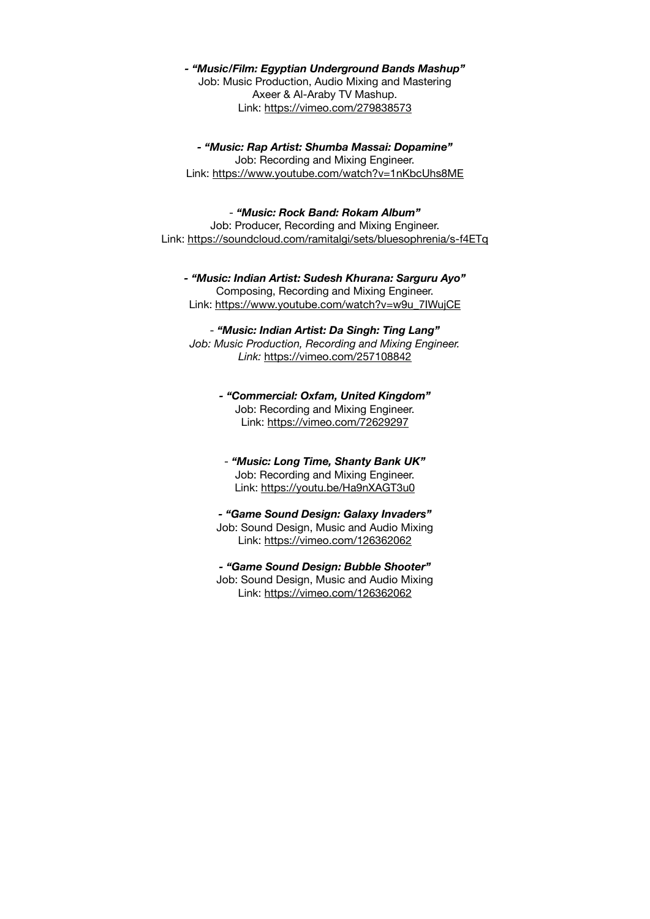***- "Music/Film: Egyptian Underground Bands Mashup"***
Job: Music Production, Audio Mixing and Mastering
Axeer & Al-Araby TV Mashup.
Link: https://vimeo.com/279838573

***- "Music: Rap Artist: Shumba Massai: Dopamine"***
Job: Recording and Mixing Engineer.
Link: https://www.youtube.com/watch?v=1nKbcUhs8ME

- ***"Music: Rock Band: Rokam Album"***
Job: Producer, Recording and Mixing Engineer.
Link: https://soundcloud.com/ramitalgi/sets/bluesophrenia/s-f4ETq

***- "Music: Indian Artist: Sudesh Khurana: Sarguru Ayo"***
Composing, Recording and Mixing Engineer.
Link: https://www.youtube.com/watch?v=w9u_7IWujCE

- ***"Music: Indian Artist: Da Singh: Ting Lang"***
*Job: Music Production, Recording and Mixing Engineer.*
*Link:* https://vimeo.com/257108842

***- "Commercial: Oxfam, United Kingdom"***
Job: Recording and Mixing Engineer.
Link: https://vimeo.com/72629297

- ***"Music: Long Time, Shanty Bank UK"***
Job: Recording and Mixing Engineer.
Link: https://youtu.be/Ha9nXAGT3u0

***- "Game Sound Design: Galaxy Invaders"***
Job: Sound Design, Music and Audio Mixing
Link: https://vimeo.com/126362062

***- "Game Sound Design: Bubble Shooter"***
Job: Sound Design, Music and Audio Mixing
Link: https://vimeo.com/126362062